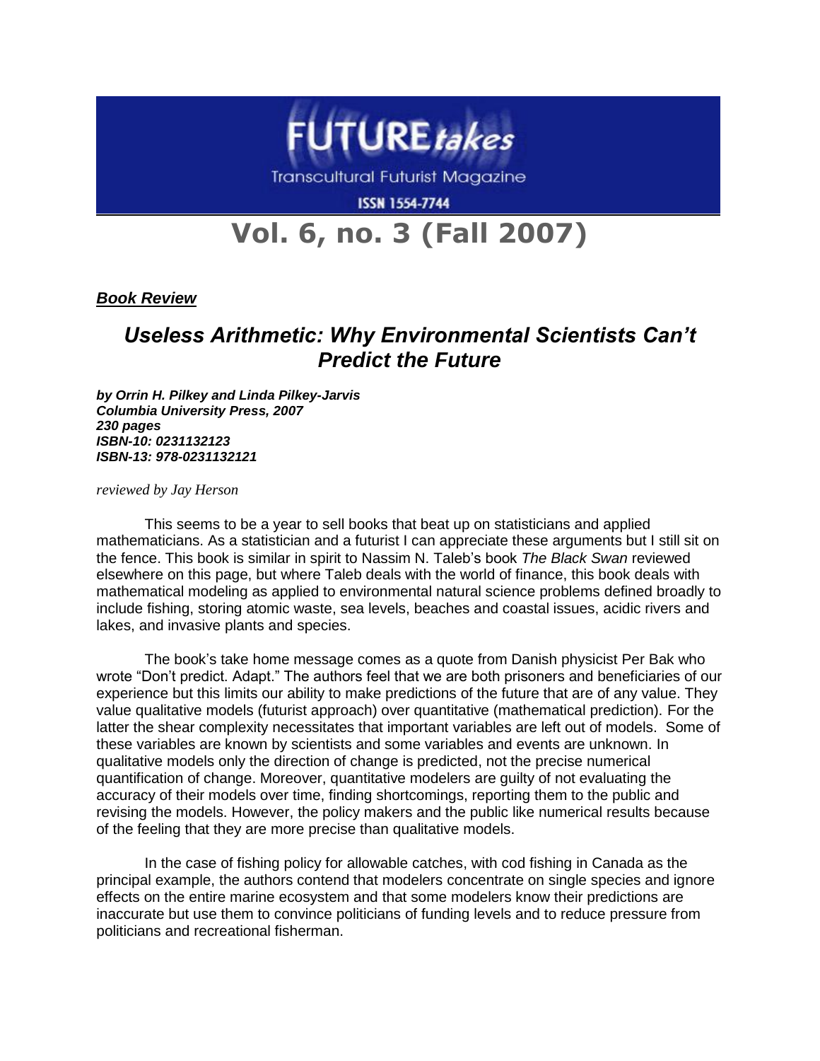# FUTURE *takes*

Transcultural Futurist Magazine

ISSN 1554-7744

## Vol. 6, no. 3 (Fall 2007)

***Book Review***

## *Useless Arithmetic: Why Environmental Scientists Can't Predict the Future*

***by Orrin H. Pilkey and Linda Pilkey-Jarvis***
***Columbia University Press, 2007***
***230 pages***
***ISBN-10: 0231132123***
***ISBN-13: 978-0231132121***

*reviewed by Jay Herson*

This seems to be a year to sell books that beat up on statisticians and applied mathematicians. As a statistician and a futurist I can appreciate these arguments but I still sit on the fence. This book is similar in spirit to Nassim N. Taleb's book *The Black Swan* reviewed elsewhere on this page, but where Taleb deals with the world of finance, this book deals with mathematical modeling as applied to environmental natural science problems defined broadly to include fishing, storing atomic waste, sea levels, beaches and coastal issues, acidic rivers and lakes, and invasive plants and species.

The book's take home message comes as a quote from Danish physicist Per Bak who wrote "Don't predict. Adapt." The authors feel that we are both prisoners and beneficiaries of our experience but this limits our ability to make predictions of the future that are of any value. They value qualitative models (futurist approach) over quantitative (mathematical prediction). For the latter the shear complexity necessitates that important variables are left out of models. Some of these variables are known by scientists and some variables and events are unknown. In qualitative models only the direction of change is predicted, not the precise numerical quantification of change. Moreover, quantitative modelers are guilty of not evaluating the accuracy of their models over time, finding shortcomings, reporting them to the public and revising the models. However, the policy makers and the public like numerical results because of the feeling that they are more precise than qualitative models.

In the case of fishing policy for allowable catches, with cod fishing in Canada as the principal example, the authors contend that modelers concentrate on single species and ignore effects on the entire marine ecosystem and that some modelers know their predictions are inaccurate but use them to convince politicians of funding levels and to reduce pressure from politicians and recreational fisherman.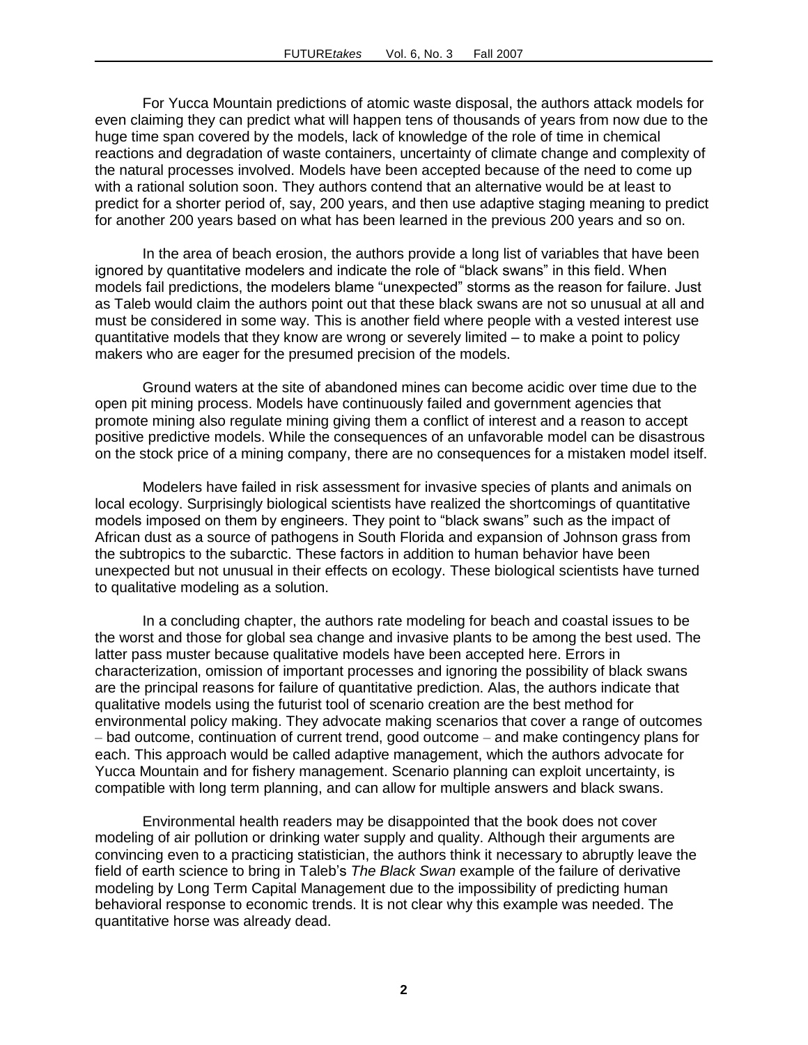For Yucca Mountain predictions of atomic waste disposal, the authors attack models for even claiming they can predict what will happen tens of thousands of years from now due to the huge time span covered by the models, lack of knowledge of the role of time in chemical reactions and degradation of waste containers, uncertainty of climate change and complexity of the natural processes involved. Models have been accepted because of the need to come up with a rational solution soon. They authors contend that an alternative would be at least to predict for a shorter period of, say, 200 years, and then use adaptive staging meaning to predict for another 200 years based on what has been learned in the previous 200 years and so on.

In the area of beach erosion, the authors provide a long list of variables that have been ignored by quantitative modelers and indicate the role of "black swans" in this field. When models fail predictions, the modelers blame "unexpected" storms as the reason for failure. Just as Taleb would claim the authors point out that these black swans are not so unusual at all and must be considered in some way. This is another field where people with a vested interest use quantitative models that they know are wrong or severely limited – to make a point to policy makers who are eager for the presumed precision of the models.

Ground waters at the site of abandoned mines can become acidic over time due to the open pit mining process. Models have continuously failed and government agencies that promote mining also regulate mining giving them a conflict of interest and a reason to accept positive predictive models. While the consequences of an unfavorable model can be disastrous on the stock price of a mining company, there are no consequences for a mistaken model itself.

Modelers have failed in risk assessment for invasive species of plants and animals on local ecology. Surprisingly biological scientists have realized the shortcomings of quantitative models imposed on them by engineers. They point to "black swans" such as the impact of African dust as a source of pathogens in South Florida and expansion of Johnson grass from the subtropics to the subarctic. These factors in addition to human behavior have been unexpected but not unusual in their effects on ecology. These biological scientists have turned to qualitative modeling as a solution.

In a concluding chapter, the authors rate modeling for beach and coastal issues to be the worst and those for global sea change and invasive plants to be among the best used. The latter pass muster because qualitative models have been accepted here. Errors in characterization, omission of important processes and ignoring the possibility of black swans are the principal reasons for failure of quantitative prediction. Alas, the authors indicate that qualitative models using the futurist tool of scenario creation are the best method for environmental policy making. They advocate making scenarios that cover a range of outcomes – bad outcome, continuation of current trend, good outcome – and make contingency plans for each. This approach would be called adaptive management, which the authors advocate for Yucca Mountain and for fishery management. Scenario planning can exploit uncertainty, is compatible with long term planning, and can allow for multiple answers and black swans.

Environmental health readers may be disappointed that the book does not cover modeling of air pollution or drinking water supply and quality. Although their arguments are convincing even to a practicing statistician, the authors think it necessary to abruptly leave the field of earth science to bring in Taleb's *The Black Swan* example of the failure of derivative modeling by Long Term Capital Management due to the impossibility of predicting human behavioral response to economic trends. It is not clear why this example was needed. The quantitative horse was already dead.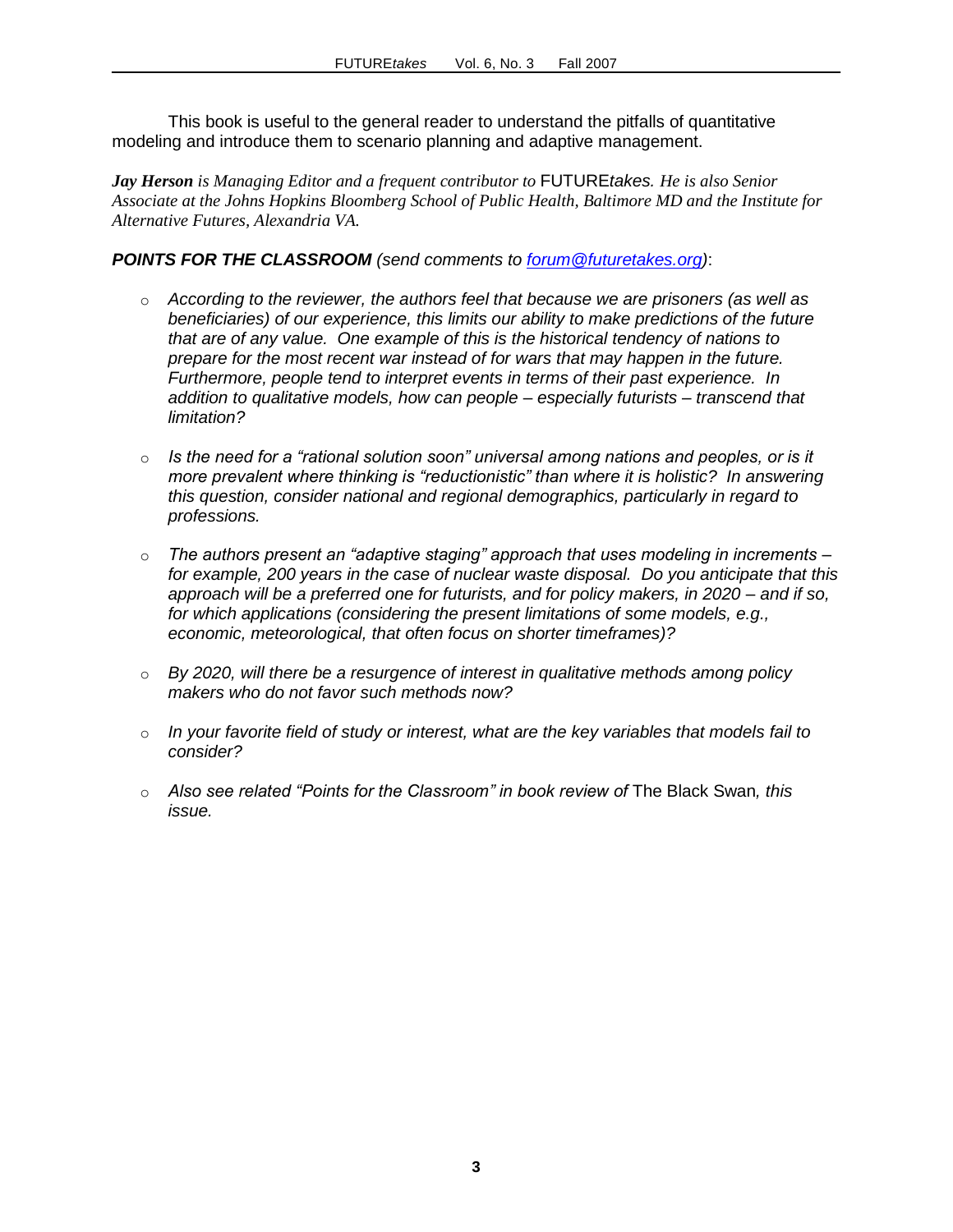This book is useful to the general reader to understand the pitfalls of quantitative modeling and introduce them to scenario planning and adaptive management.

***Jay Herson** is Managing Editor and a frequent contributor to* FUTURE*takes. He is also Senior Associate at the Johns Hopkins Bloomberg School of Public Health, Baltimore MD and the Institute for Alternative Futures, Alexandria VA.*

***POINTS FOR THE CLASSROOM** (send comments to [forum@futuretakes.org](mailto:forum@futuretakes.org))*:

- *According to the reviewer, the authors feel that because we are prisoners (as well as beneficiaries) of our experience, this limits our ability to make predictions of the future that are of any value. One example of this is the historical tendency of nations to prepare for the most recent war instead of for wars that may happen in the future. Furthermore, people tend to interpret events in terms of their past experience. In addition to qualitative models, how can people – especially futurists – transcend that limitation?*

- *Is the need for a "rational solution soon" universal among nations and peoples, or is it more prevalent where thinking is "reductionistic" than where it is holistic? In answering this question, consider national and regional demographics, particularly in regard to professions.*

- *The authors present an "adaptive staging" approach that uses modeling in increments – for example, 200 years in the case of nuclear waste disposal. Do you anticipate that this approach will be a preferred one for futurists, and for policy makers, in 2020 – and if so, for which applications (considering the present limitations of some models, e.g., economic, meteorological, that often focus on shorter timeframes)?*

- *By 2020, will there be a resurgence of interest in qualitative methods among policy makers who do not favor such methods now?*

- *In your favorite field of study or interest, what are the key variables that models fail to consider?*

- *Also see related "Points for the Classroom" in book review of* The Black Swan*, this issue.*